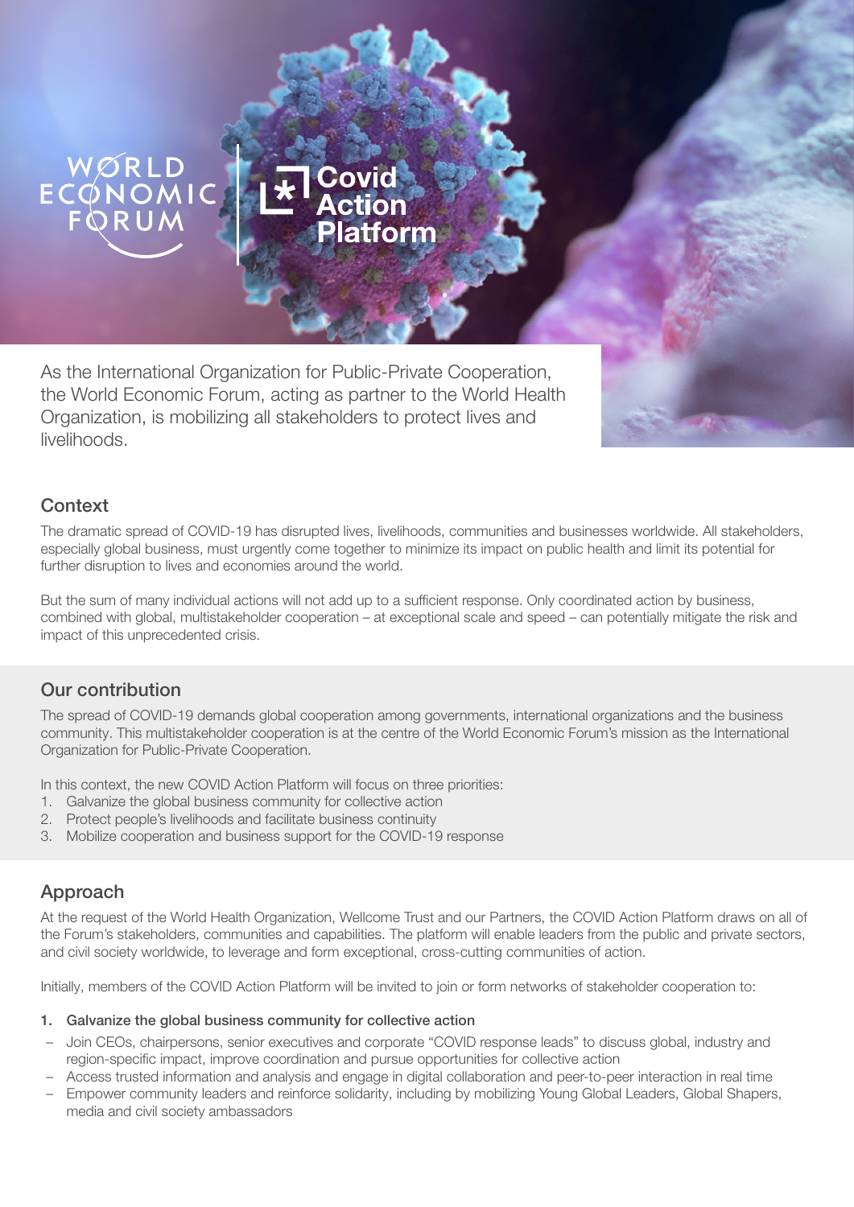WORLD ECONOMIC FORUM

# Covid Action Platform

As the International Organization for Public-Private Cooperation, the World Economic Forum, acting as partner to the World Health Organization, is mobilizing all stakeholders to protect lives and livelihoods.

## Context

The dramatic spread of COVID-19 has disrupted lives, livelihoods, communities and businesses worldwide. All stakeholders, especially global business, must urgently come together to minimize its impact on public health and limit its potential for further disruption to lives and economies around the world.

But the sum of many individual actions will not add up to a sufficient response. Only coordinated action by business, combined with global, multistakeholder cooperation – at exceptional scale and speed – can potentially mitigate the risk and impact of this unprecedented crisis.

## Our contribution

The spread of COVID-19 demands global cooperation among governments, international organizations and the business community. This multistakeholder cooperation is at the centre of the World Economic Forum's mission as the International Organization for Public-Private Cooperation.

In this context, the new COVID Action Platform will focus on three priorities:

1. Galvanize the global business community for collective action
2. Protect people's livelihoods and facilitate business continuity
3. Mobilize cooperation and business support for the COVID-19 response

## Approach

At the request of the World Health Organization, Wellcome Trust and our Partners, the COVID Action Platform draws on all of the Forum's stakeholders, communities and capabilities. The platform will enable leaders from the public and private sectors, and civil society worldwide, to leverage and form exceptional, cross-cutting communities of action.

Initially, members of the COVID Action Platform will be invited to join or form networks of stakeholder cooperation to:

**1. Galvanize the global business community for collective action**

- Join CEOs, chairpersons, senior executives and corporate "COVID response leads" to discuss global, industry and region-specific impact, improve coordination and pursue opportunities for collective action
- Access trusted information and analysis and engage in digital collaboration and peer-to-peer interaction in real time
- Empower community leaders and reinforce solidarity, including by mobilizing Young Global Leaders, Global Shapers, media and civil society ambassadors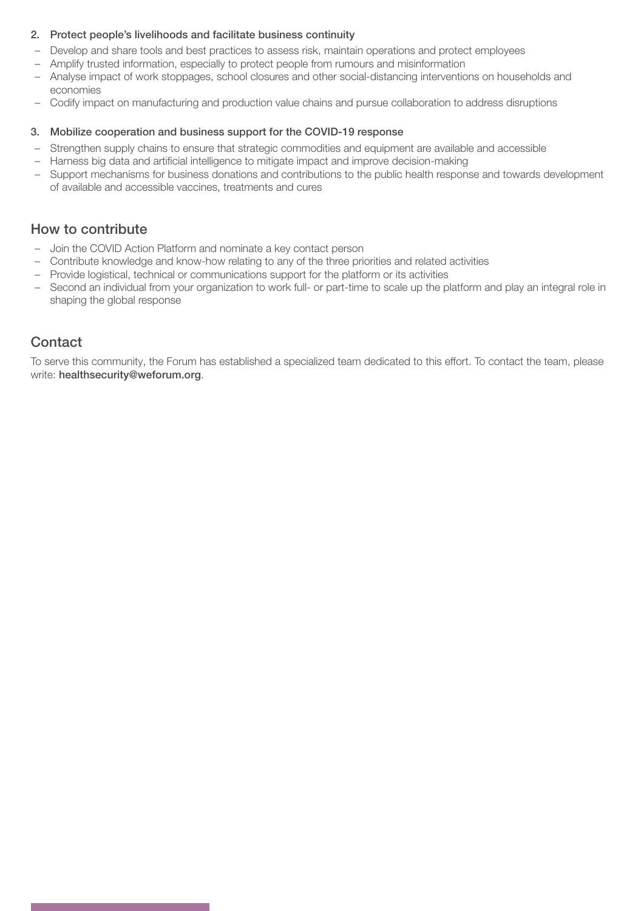2. **Protect people's livelihoods and facilitate business continuity**
   - Develop and share tools and best practices to assess risk, maintain operations and protect employees
   - Amplify trusted information, especially to protect people from rumours and misinformation
   - Analyse impact of work stoppages, school closures and other social-distancing interventions on households and economies
   - Codify impact on manufacturing and production value chains and pursue collaboration to address disruptions

3. **Mobilize cooperation and business support for the COVID-19 response**
   - Strengthen supply chains to ensure that strategic commodities and equipment are available and accessible
   - Harness big data and artificial intelligence to mitigate impact and improve decision-making
   - Support mechanisms for business donations and contributions to the public health response and towards development of available and accessible vaccines, treatments and cures

## How to contribute

- Join the COVID Action Platform and nominate a key contact person
- Contribute knowledge and know-how relating to any of the three priorities and related activities
- Provide logistical, technical or communications support for the platform or its activities
- Second an individual from your organization to work full- or part-time to scale up the platform and play an integral role in shaping the global response

## Contact

To serve this community, the Forum has established a specialized team dedicated to this effort. To contact the team, please write: **healthsecurity@weforum.org**.